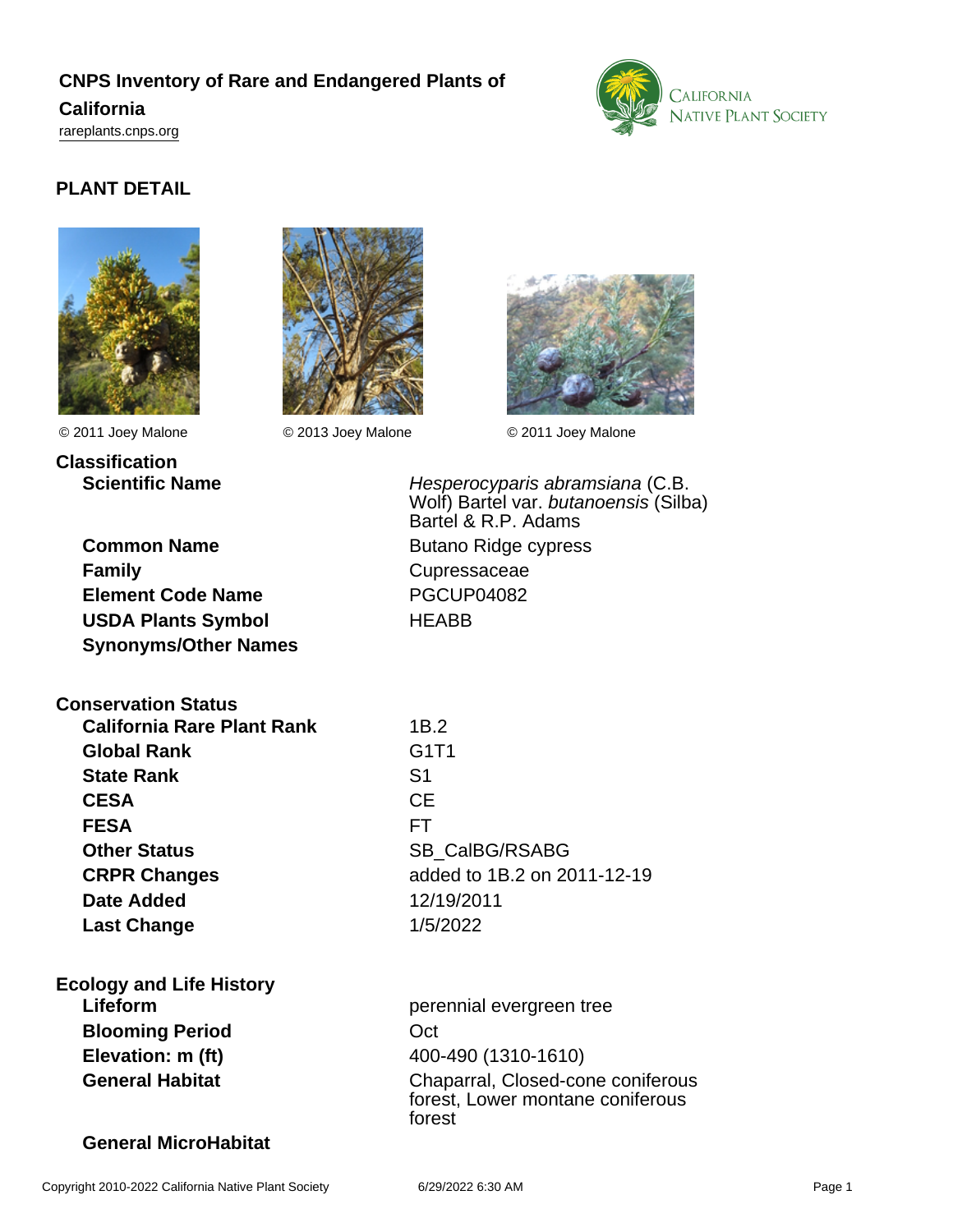# CNPS Inventory of Rare and Endangered Plants of California

rareplants.cnps.org

## PLANT DETAIL

© 2011 Joey Malone

© 2013 Joey Malone

© 2011 Joey Malone

### Classification

| | |
|---|---|
| **Scientific Name** | *Hesperocyparis abramsiana* (C.B. Wolf) Bartel var. *butanoensis* (Silba) Bartel & R.P. Adams |
| **Common Name** | Butano Ridge cypress |
| **Family** | Cupressaceae |
| **Element Code Name** | PGCUP04082 |
| **USDA Plants Symbol** | HEABB |
| **Synonyms/Other Names** | |

### Conservation Status

| | |
|---|---|
| **California Rare Plant Rank** | 1B.2 |
| **Global Rank** | G1T1 |
| **State Rank** | S1 |
| **CESA** | CE |
| **FESA** | FT |
| **Other Status** | SB_CalBG/RSABG |
| **CRPR Changes** | added to 1B.2 on 2011-12-19 |
| **Date Added** | 12/19/2011 |
| **Last Change** | 1/5/2022 |

### Ecology and Life History

| | |
|---|---|
| **Lifeform** | perennial evergreen tree |
| **Blooming Period** | Oct |
| **Elevation: m (ft)** | 400-490 (1310-1610) |
| **General Habitat** | Chaparral, Closed-cone coniferous forest, Lower montane coniferous forest |
| **General MicroHabitat** | |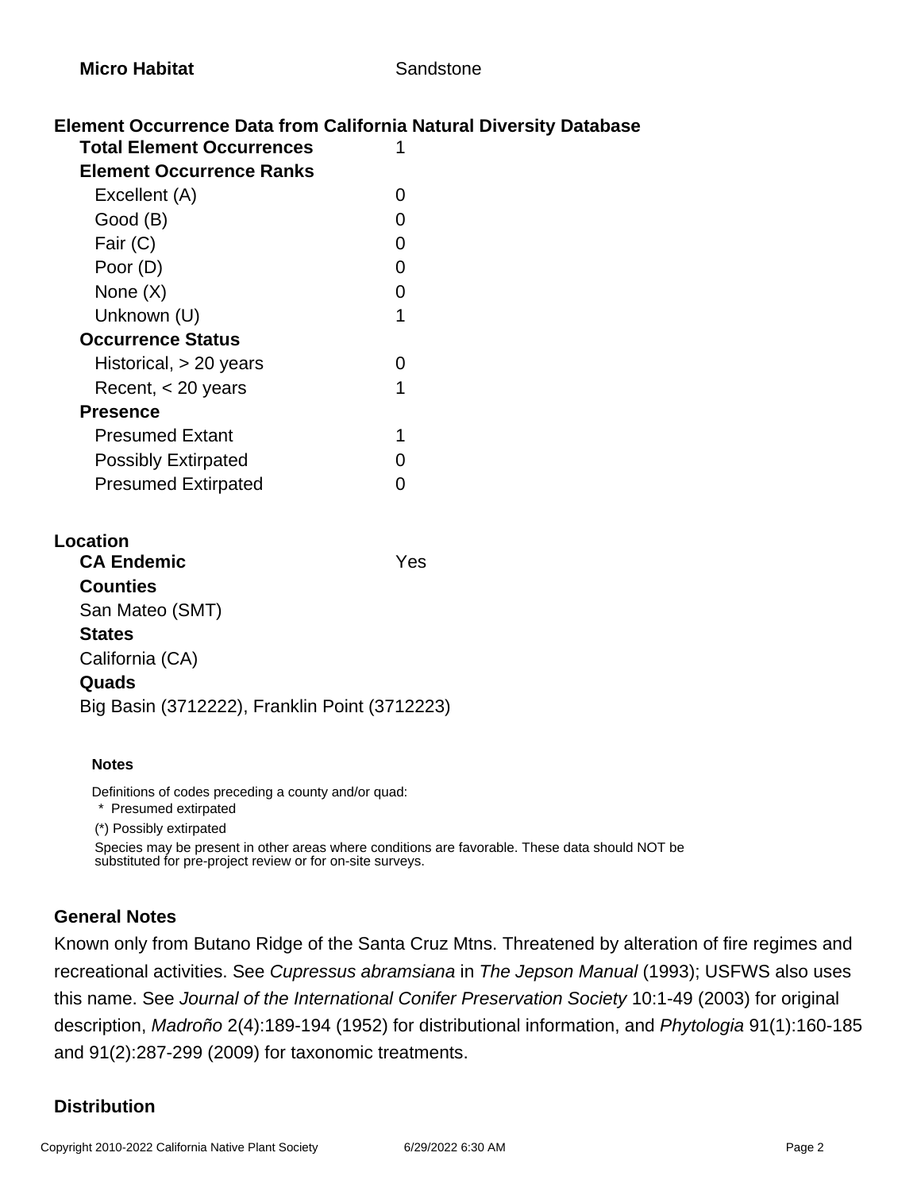| | |
|---|---|
| **Micro Habitat** | Sandstone |

## Element Occurrence Data from California Natural Diversity Database

| | |
|---|---|
| **Total Element Occurrences** | 1 |
| **Element Occurrence Ranks** | |
| Excellent (A) | 0 |
| Good (B) | 0 |
| Fair (C) | 0 |
| Poor (D) | 0 |
| None (X) | 0 |
| Unknown (U) | 1 |
| **Occurrence Status** | |
| Historical, > 20 years | 0 |
| Recent, < 20 years | 1 |
| **Presence** | |
| Presumed Extant | 1 |
| Possibly Extirpated | 0 |
| Presumed Extirpated | 0 |

## Location

**CA Endemic** Yes

**Counties**

San Mateo (SMT)

**States**

California (CA)

**Quads**

Big Basin (3712222), Franklin Point (3712223)

**Notes**

Definitions of codes preceding a county and/or quad:

\* Presumed extirpated

(*) Possibly extirpated

Species may be present in other areas where conditions are favorable. These data should NOT be substituted for pre-project review or for on-site surveys.

## General Notes

Known only from Butano Ridge of the Santa Cruz Mtns. Threatened by alteration of fire regimes and recreational activities. See *Cupressus abramsiana* in *The Jepson Manual* (1993); USFWS also uses this name. See *Journal of the International Conifer Preservation Society* 10:1-49 (2003) for original description, *Madroño* 2(4):189-194 (1952) for distributional information, and *Phytologia* 91(1):160-185 and 91(2):287-299 (2009) for taxonomic treatments.

## Distribution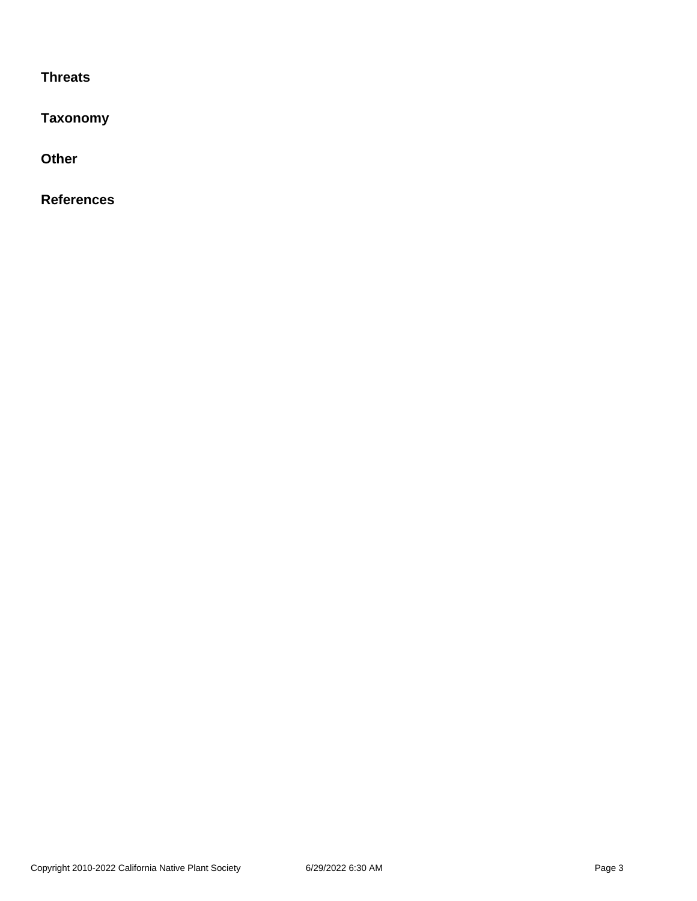## Threats

## Taxonomy

## Other

## References